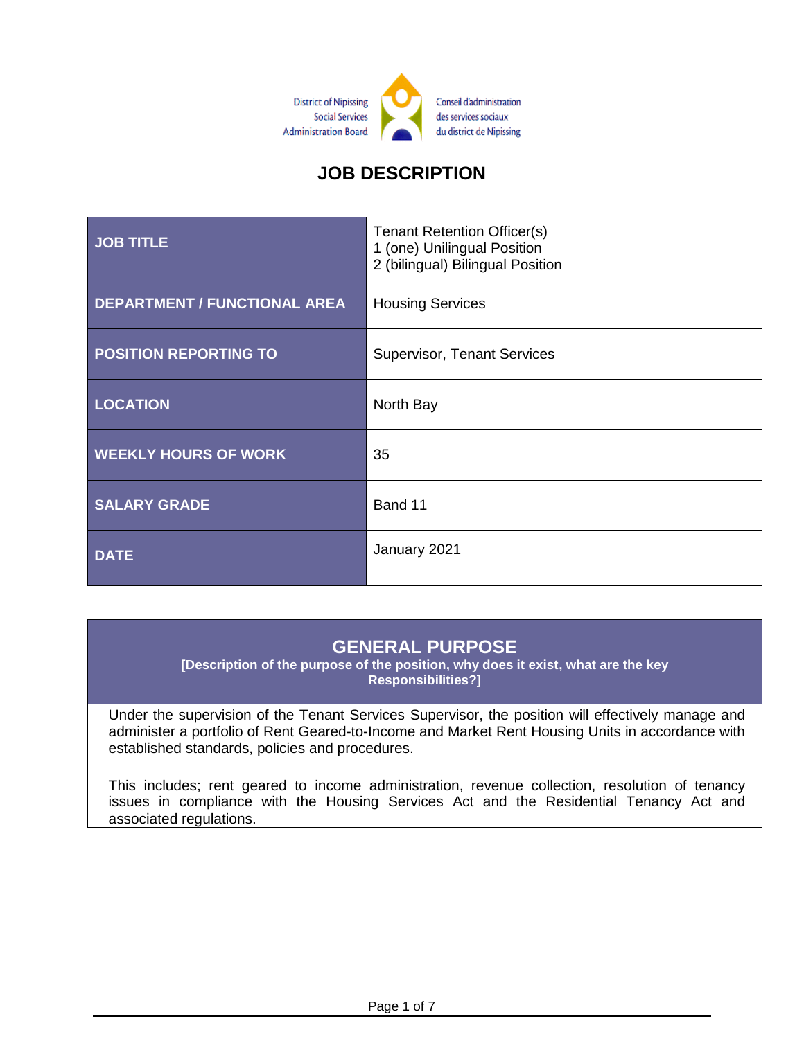District of Nipissing Social Services Administration Board

Conseil d'administration des services sociaux du district de Nipissing

# JOB DESCRIPTION

| JOB TITLE | Tenant Retention Officer(s)<br>1 (one) Unilingual Position<br>2 (bilingual) Bilingual Position |
|---|---|
| DEPARTMENT / FUNCTIONAL AREA | Housing Services |
| POSITION REPORTING TO | Supervisor, Tenant Services |
| LOCATION | North Bay |
| WEEKLY HOURS OF WORK | 35 |
| SALARY GRADE | Band 11 |
| DATE | January 2021 |

## GENERAL PURPOSE

**[Description of the purpose of the position, why does it exist, what are the key Responsibilities?]**

Under the supervision of the Tenant Services Supervisor, the position will effectively manage and administer a portfolio of Rent Geared-to-Income and Market Rent Housing Units in accordance with established standards, policies and procedures.

This includes; rent geared to income administration, revenue collection, resolution of tenancy issues in compliance with the Housing Services Act and the Residential Tenancy Act and associated regulations.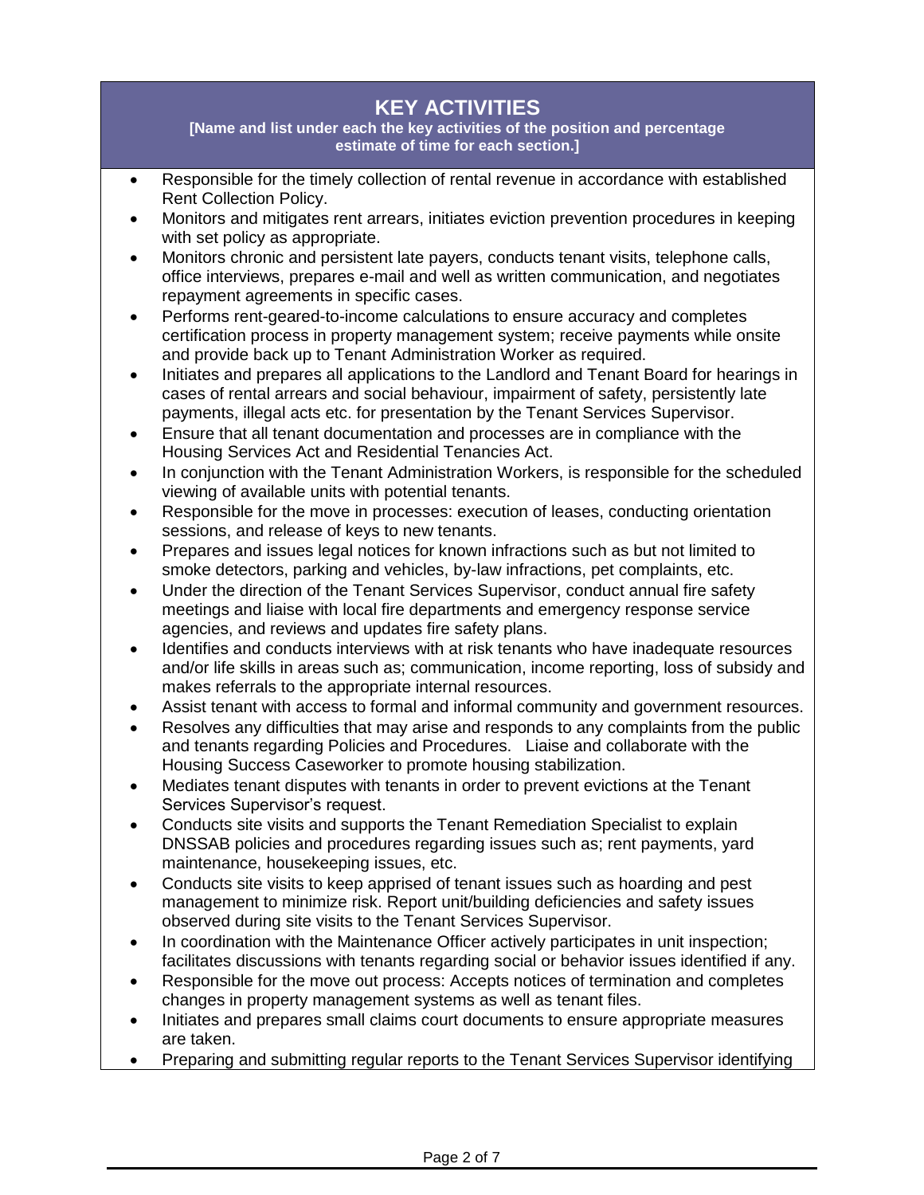## KEY ACTIVITIES

**[Name and list under each the key activities of the position and percentage estimate of time for each section.]**

- Responsible for the timely collection of rental revenue in accordance with established Rent Collection Policy.
- Monitors and mitigates rent arrears, initiates eviction prevention procedures in keeping with set policy as appropriate.
- Monitors chronic and persistent late payers, conducts tenant visits, telephone calls, office interviews, prepares e-mail and well as written communication, and negotiates repayment agreements in specific cases.
- Performs rent-geared-to-income calculations to ensure accuracy and completes certification process in property management system; receive payments while onsite and provide back up to Tenant Administration Worker as required.
- Initiates and prepares all applications to the Landlord and Tenant Board for hearings in cases of rental arrears and social behaviour, impairment of safety, persistently late payments, illegal acts etc. for presentation by the Tenant Services Supervisor.
- Ensure that all tenant documentation and processes are in compliance with the Housing Services Act and Residential Tenancies Act.
- In conjunction with the Tenant Administration Workers, is responsible for the scheduled viewing of available units with potential tenants.
- Responsible for the move in processes: execution of leases, conducting orientation sessions, and release of keys to new tenants.
- Prepares and issues legal notices for known infractions such as but not limited to smoke detectors, parking and vehicles, by-law infractions, pet complaints, etc.
- Under the direction of the Tenant Services Supervisor, conduct annual fire safety meetings and liaise with local fire departments and emergency response service agencies, and reviews and updates fire safety plans.
- Identifies and conducts interviews with at risk tenants who have inadequate resources and/or life skills in areas such as; communication, income reporting, loss of subsidy and makes referrals to the appropriate internal resources.
- Assist tenant with access to formal and informal community and government resources.
- Resolves any difficulties that may arise and responds to any complaints from the public and tenants regarding Policies and Procedures. Liaise and collaborate with the Housing Success Caseworker to promote housing stabilization.
- Mediates tenant disputes with tenants in order to prevent evictions at the Tenant Services Supervisor's request.
- Conducts site visits and supports the Tenant Remediation Specialist to explain DNSSAB policies and procedures regarding issues such as; rent payments, yard maintenance, housekeeping issues, etc.
- Conducts site visits to keep apprised of tenant issues such as hoarding and pest management to minimize risk. Report unit/building deficiencies and safety issues observed during site visits to the Tenant Services Supervisor.
- In coordination with the Maintenance Officer actively participates in unit inspection; facilitates discussions with tenants regarding social or behavior issues identified if any.
- Responsible for the move out process: Accepts notices of termination and completes changes in property management systems as well as tenant files.
- Initiates and prepares small claims court documents to ensure appropriate measures are taken.
- Preparing and submitting regular reports to the Tenant Services Supervisor identifying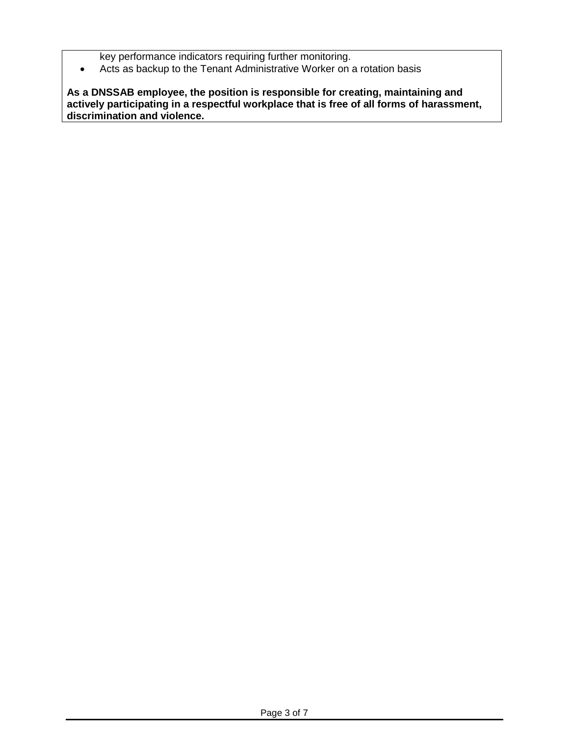key performance indicators requiring further monitoring.

- Acts as backup to the Tenant Administrative Worker on a rotation basis

**As a DNSSAB employee, the position is responsible for creating, maintaining and actively participating in a respectful workplace that is free of all forms of harassment, discrimination and violence.**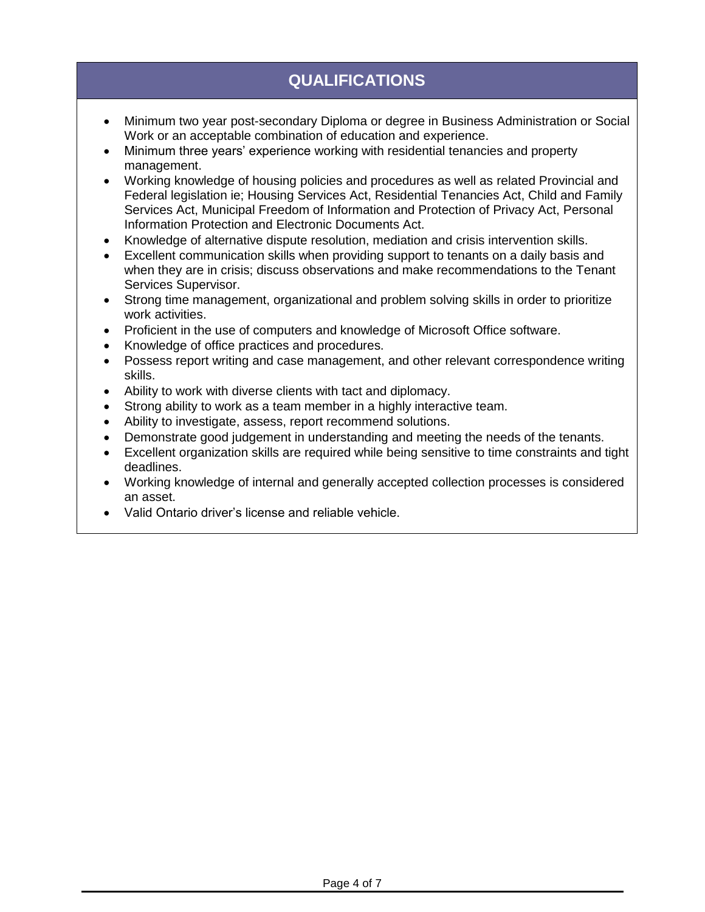## QUALIFICATIONS

- Minimum two year post-secondary Diploma or degree in Business Administration or Social Work or an acceptable combination of education and experience.
- Minimum three years' experience working with residential tenancies and property management.
- Working knowledge of housing policies and procedures as well as related Provincial and Federal legislation ie; Housing Services Act, Residential Tenancies Act, Child and Family Services Act, Municipal Freedom of Information and Protection of Privacy Act, Personal Information Protection and Electronic Documents Act.
- Knowledge of alternative dispute resolution, mediation and crisis intervention skills.
- Excellent communication skills when providing support to tenants on a daily basis and when they are in crisis; discuss observations and make recommendations to the Tenant Services Supervisor.
- Strong time management, organizational and problem solving skills in order to prioritize work activities.
- Proficient in the use of computers and knowledge of Microsoft Office software.
- Knowledge of office practices and procedures.
- Possess report writing and case management, and other relevant correspondence writing skills.
- Ability to work with diverse clients with tact and diplomacy.
- Strong ability to work as a team member in a highly interactive team.
- Ability to investigate, assess, report recommend solutions.
- Demonstrate good judgement in understanding and meeting the needs of the tenants.
- Excellent organization skills are required while being sensitive to time constraints and tight deadlines.
- Working knowledge of internal and generally accepted collection processes is considered an asset.
- Valid Ontario driver's license and reliable vehicle.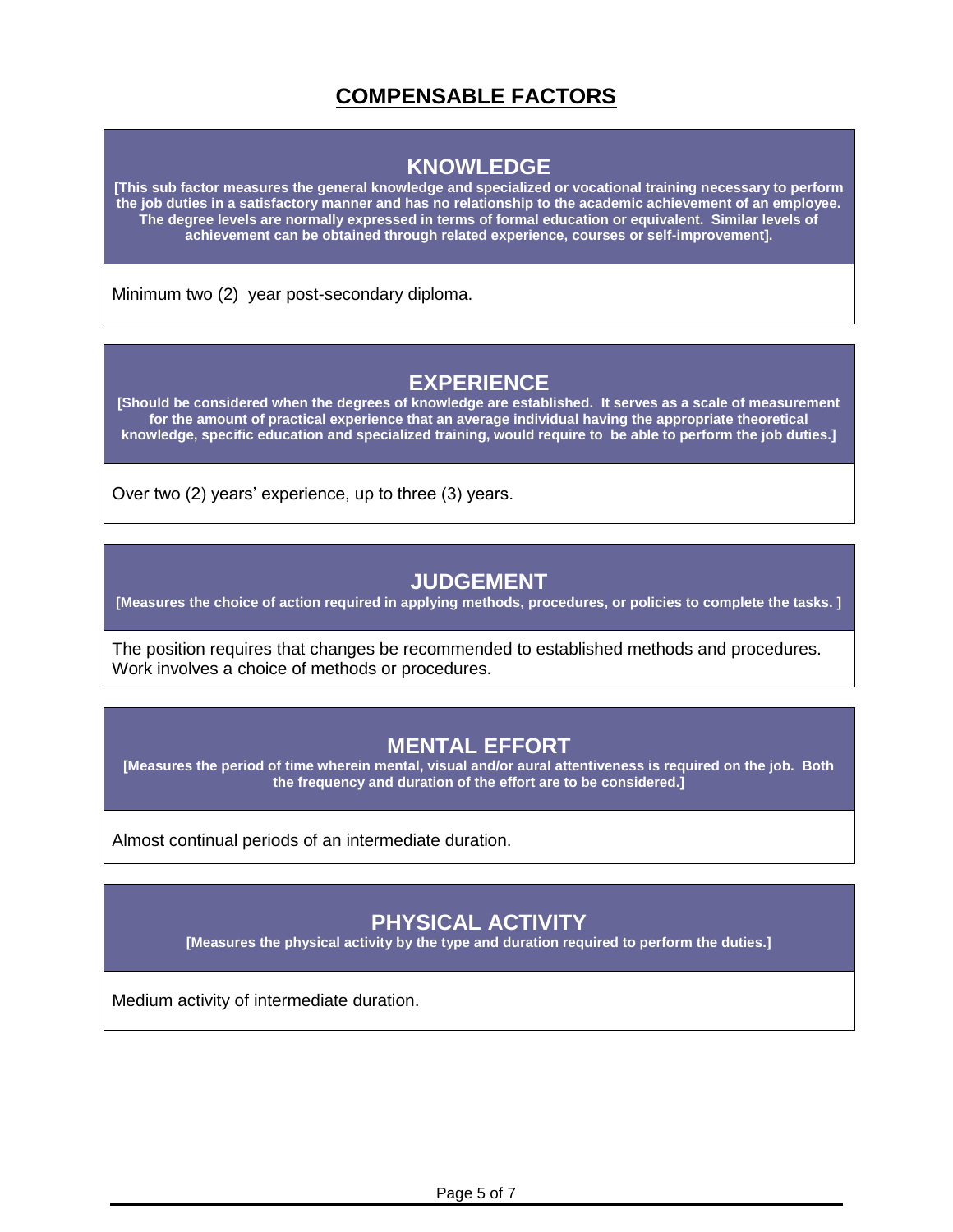# COMPENSABLE FACTORS

## KNOWLEDGE

**[This sub factor measures the general knowledge and specialized or vocational training necessary to perform the job duties in a satisfactory manner and has no relationship to the academic achievement of an employee. The degree levels are normally expressed in terms of formal education or equivalent. Similar levels of achievement can be obtained through related experience, courses or self-improvement].**

Minimum two (2) year post-secondary diploma.

## EXPERIENCE

**[Should be considered when the degrees of knowledge are established. It serves as a scale of measurement for the amount of practical experience that an average individual having the appropriate theoretical knowledge, specific education and specialized training, would require to be able to perform the job duties.]**

Over two (2) years' experience, up to three (3) years.

## JUDGEMENT

**[Measures the choice of action required in applying methods, procedures, or policies to complete the tasks. ]**

The position requires that changes be recommended to established methods and procedures. Work involves a choice of methods or procedures.

## MENTAL EFFORT

**[Measures the period of time wherein mental, visual and/or aural attentiveness is required on the job. Both the frequency and duration of the effort are to be considered.]**

Almost continual periods of an intermediate duration.

## PHYSICAL ACTIVITY

**[Measures the physical activity by the type and duration required to perform the duties.]**

Medium activity of intermediate duration.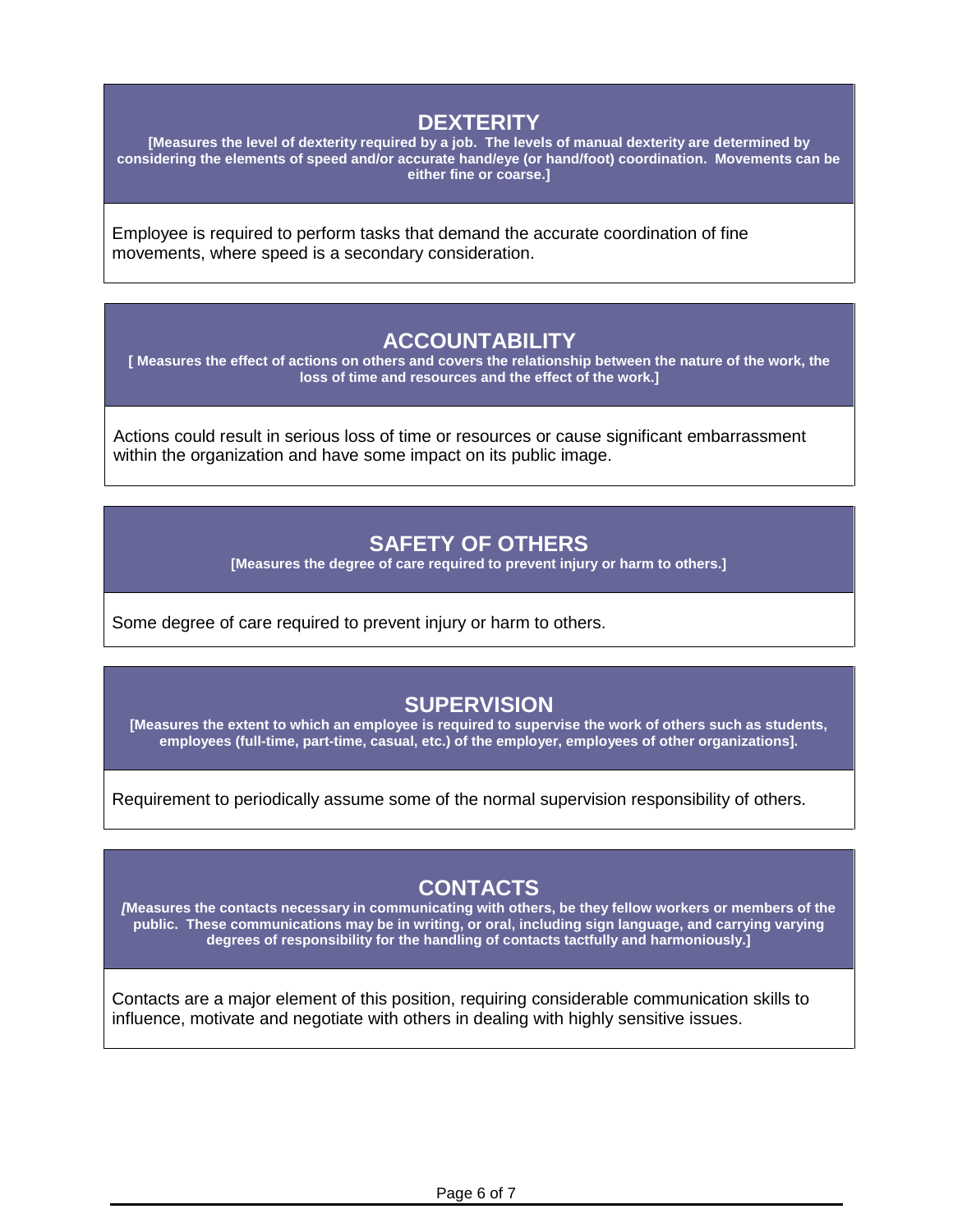## DEXTERITY

**[Measures the level of dexterity required by a job. The levels of manual dexterity are determined by considering the elements of speed and/or accurate hand/eye (or hand/foot) coordination. Movements can be either fine or coarse.]**

Employee is required to perform tasks that demand the accurate coordination of fine movements, where speed is a secondary consideration.

## ACCOUNTABILITY

**[ Measures the effect of actions on others and covers the relationship between the nature of the work, the loss of time and resources and the effect of the work.]**

Actions could result in serious loss of time or resources or cause significant embarrassment within the organization and have some impact on its public image.

## SAFETY OF OTHERS

**[Measures the degree of care required to prevent injury or harm to others.]**

Some degree of care required to prevent injury or harm to others.

## SUPERVISION

**[Measures the extent to which an employee is required to supervise the work of others such as students, employees (full-time, part-time, casual, etc.) of the employer, employees of other organizations].**

Requirement to periodically assume some of the normal supervision responsibility of others.

## CONTACTS

**[Measures the contacts necessary in communicating with others, be they fellow workers or members of the public. These communications may be in writing, or oral, including sign language, and carrying varying degrees of responsibility for the handling of contacts tactfully and harmoniously.]**

Contacts are a major element of this position, requiring considerable communication skills to influence, motivate and negotiate with others in dealing with highly sensitive issues.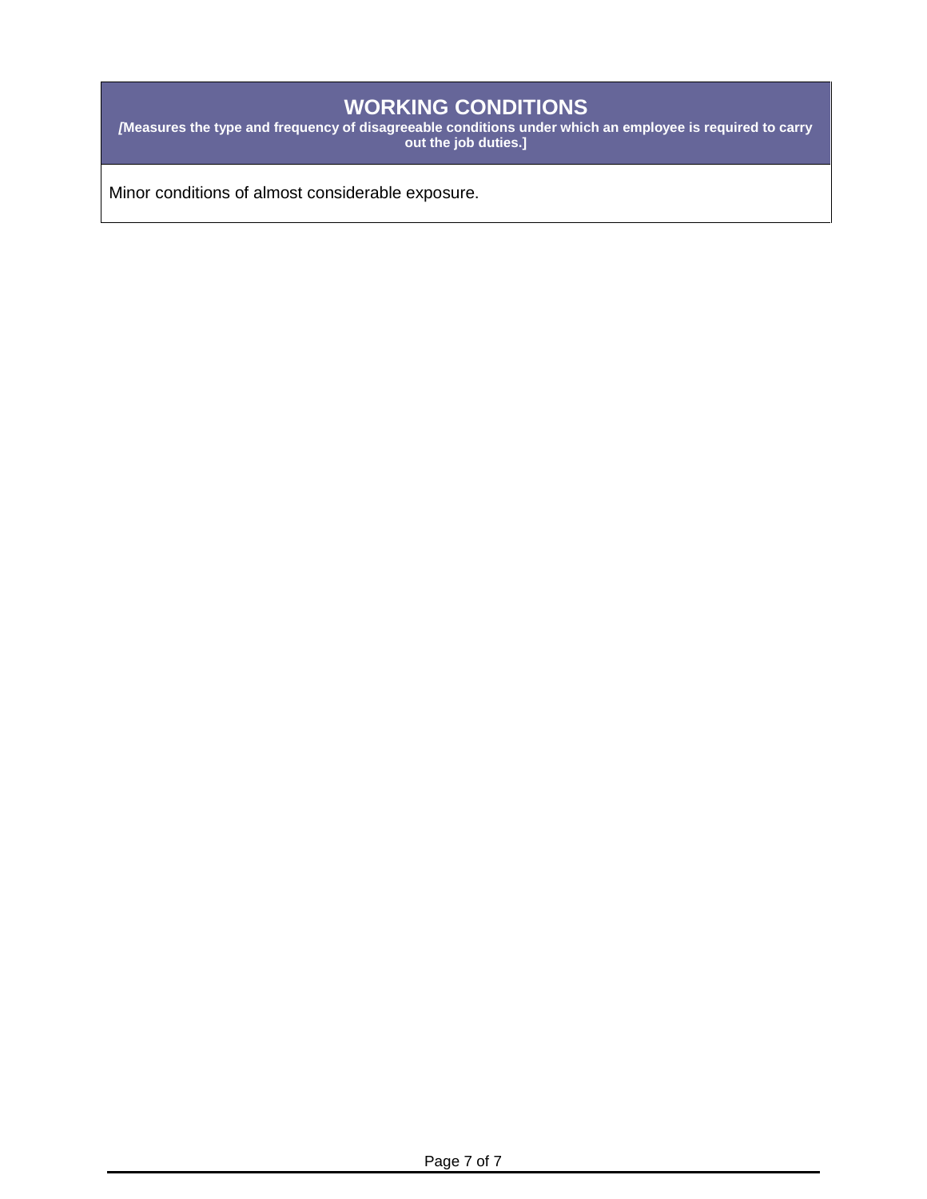## WORKING CONDITIONS

**[Measures the type and frequency of disagreeable conditions under which an employee is required to carry out the job duties.]**

Minor conditions of almost considerable exposure.